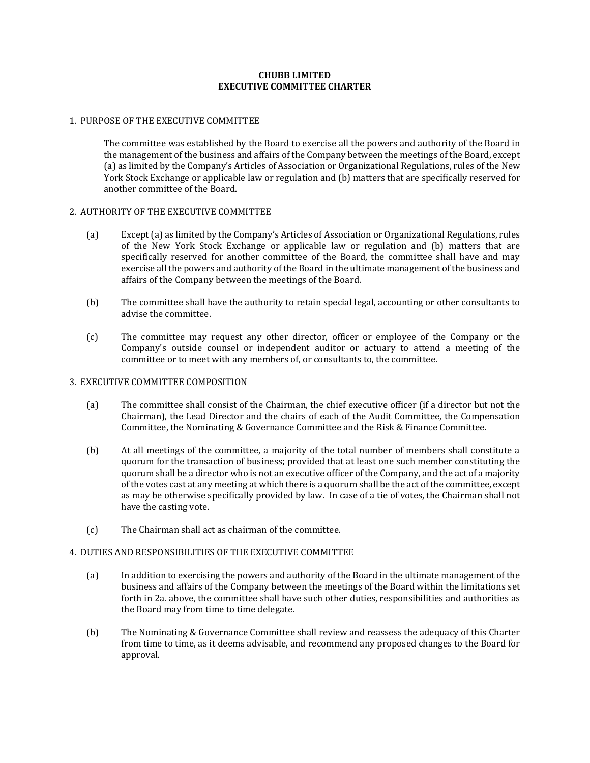# CHUBB LIMITED
# EXECUTIVE COMMITTEE CHARTER

## 1. PURPOSE OF THE EXECUTIVE COMMITTEE

The committee was established by the Board to exercise all the powers and authority of the Board in the management of the business and affairs of the Company between the meetings of the Board, except (a) as limited by the Company's Articles of Association or Organizational Regulations, rules of the New York Stock Exchange or applicable law or regulation and (b) matters that are specifically reserved for another committee of the Board.

## 2. AUTHORITY OF THE EXECUTIVE COMMITTEE

(a) Except (a) as limited by the Company's Articles of Association or Organizational Regulations, rules of the New York Stock Exchange or applicable law or regulation and (b) matters that are specifically reserved for another committee of the Board, the committee shall have and may exercise all the powers and authority of the Board in the ultimate management of the business and affairs of the Company between the meetings of the Board.

(b) The committee shall have the authority to retain special legal, accounting or other consultants to advise the committee.

(c) The committee may request any other director, officer or employee of the Company or the Company's outside counsel or independent auditor or actuary to attend a meeting of the committee or to meet with any members of, or consultants to, the committee.

## 3. EXECUTIVE COMMITTEE COMPOSITION

(a) The committee shall consist of the Chairman, the chief executive officer (if a director but not the Chairman), the Lead Director and the chairs of each of the Audit Committee, the Compensation Committee, the Nominating & Governance Committee and the Risk & Finance Committee.

(b) At all meetings of the committee, a majority of the total number of members shall constitute a quorum for the transaction of business; provided that at least one such member constituting the quorum shall be a director who is not an executive officer of the Company, and the act of a majority of the votes cast at any meeting at which there is a quorum shall be the act of the committee, except as may be otherwise specifically provided by law. In case of a tie of votes, the Chairman shall not have the casting vote.

(c) The Chairman shall act as chairman of the committee.

## 4. DUTIES AND RESPONSIBILITIES OF THE EXECUTIVE COMMITTEE

(a) In addition to exercising the powers and authority of the Board in the ultimate management of the business and affairs of the Company between the meetings of the Board within the limitations set forth in 2a. above, the committee shall have such other duties, responsibilities and authorities as the Board may from time to time delegate.

(b) The Nominating & Governance Committee shall review and reassess the adequacy of this Charter from time to time, as it deems advisable, and recommend any proposed changes to the Board for approval.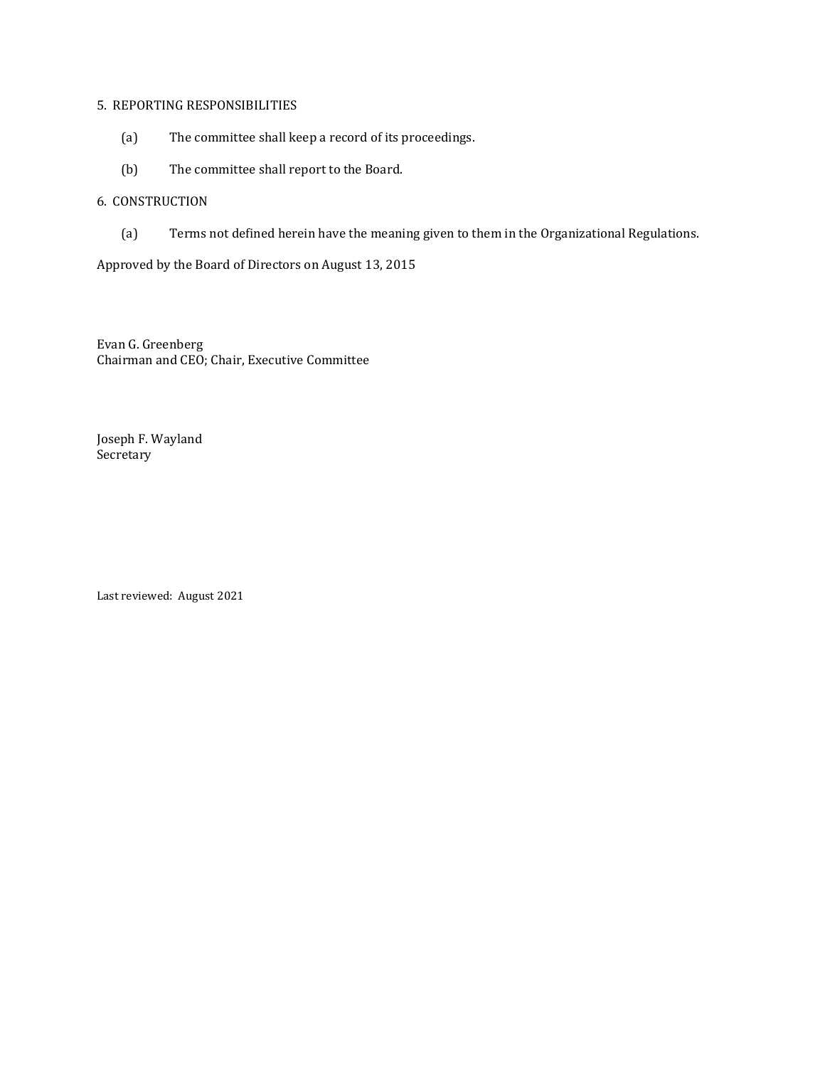5. REPORTING RESPONSIBILITIES

(a) The committee shall keep a record of its proceedings.

(b) The committee shall report to the Board.

6. CONSTRUCTION

(a) Terms not defined herein have the meaning given to them in the Organizational Regulations.

Approved by the Board of Directors on August 13, 2015

Evan G. Greenberg
Chairman and CEO; Chair, Executive Committee

Joseph F. Wayland
Secretary

Last reviewed: August 2021